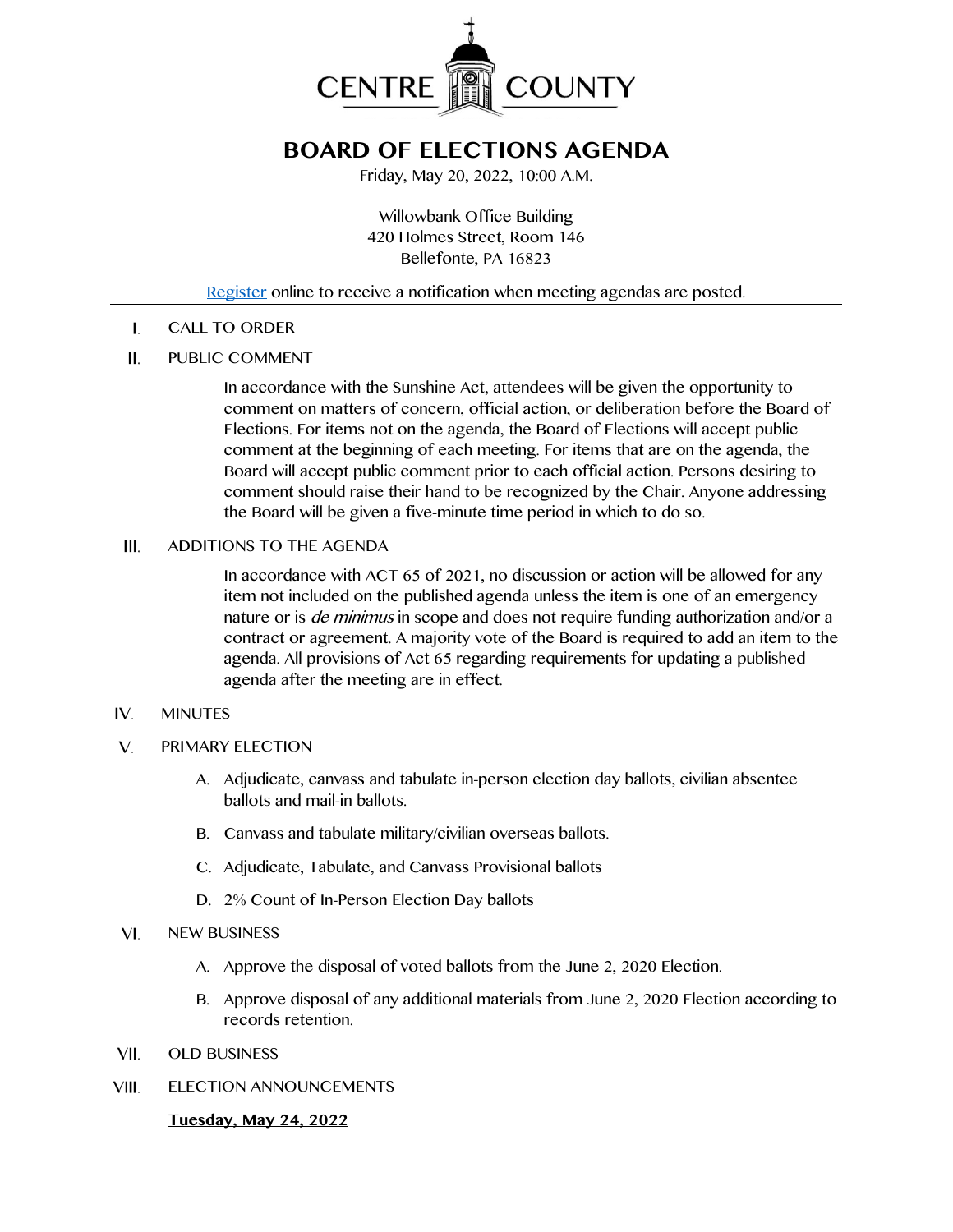CENTRE COUNTY

# BOARD OF ELECTIONS AGENDA

Friday, May 20, 2022, 10:00 A.M.

Willowbank Office Building
420 Holmes Street, Room 146
Bellefonte, PA 16823

[Register](#) online to receive a notification when meeting agendas are posted.

---

I. CALL TO ORDER

II. PUBLIC COMMENT

In accordance with the Sunshine Act, attendees will be given the opportunity to comment on matters of concern, official action, or deliberation before the Board of Elections. For items not on the agenda, the Board of Elections will accept public comment at the beginning of each meeting. For items that are on the agenda, the Board will accept public comment prior to each official action. Persons desiring to comment should raise their hand to be recognized by the Chair. Anyone addressing the Board will be given a five-minute time period in which to do so.

III. ADDITIONS TO THE AGENDA

In accordance with ACT 65 of 2021, no discussion or action will be allowed for any item not included on the published agenda unless the item is one of an emergency nature or is *de minimus* in scope and does not require funding authorization and/or a contract or agreement. A majority vote of the Board is required to add an item to the agenda. All provisions of Act 65 regarding requirements for updating a published agenda after the meeting are in effect.

IV. MINUTES

V. PRIMARY ELECTION

A. Adjudicate, canvass and tabulate in-person election day ballots, civilian absentee ballots and mail-in ballots.

B. Canvass and tabulate military/civilian overseas ballots.

C. Adjudicate, Tabulate, and Canvass Provisional ballots

D. 2% Count of In-Person Election Day ballots

VI. NEW BUSINESS

A. Approve the disposal of voted ballots from the June 2, 2020 Election.

B. Approve disposal of any additional materials from June 2, 2020 Election according to records retention.

VII. OLD BUSINESS

VIII. ELECTION ANNOUNCEMENTS

**Tuesday, May 24, 2022**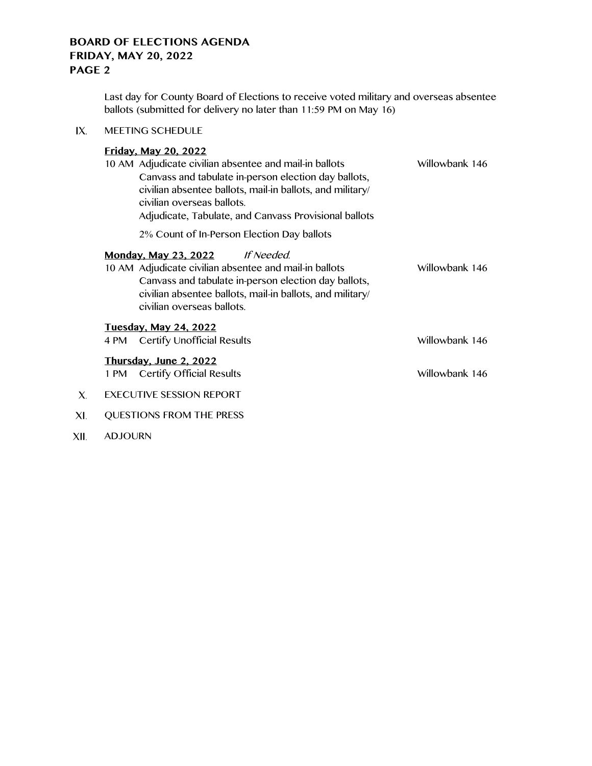Last day for County Board of Elections to receive voted military and overseas absentee ballots (submitted for delivery no later than 11:59 PM on May 16)

IX. MEETING SCHEDULE

**Friday, May 20, 2022**

| | | |
|---|---|---|
| 10 AM | Adjudicate civilian absentee and mail-in ballots<br>Canvass and tabulate in-person election day ballots, civilian absentee ballots, mail-in ballots, and military/ civilian overseas ballots.<br>Adjudicate, Tabulate, and Canvass Provisional ballots<br>2% Count of In-Person Election Day ballots | Willowbank 146 |

**Monday, May 23, 2022** *If Needed.*

| | | |
|---|---|---|
| 10 AM | Adjudicate civilian absentee and mail-in ballots<br>Canvass and tabulate in-person election day ballots, civilian absentee ballots, mail-in ballots, and military/ civilian overseas ballots. | Willowbank 146 |

**Tuesday, May 24, 2022**

| | | |
|---|---|---|
| 4 PM | Certify Unofficial Results | Willowbank 146 |

**Thursday, June 2, 2022**

| | | |
|---|---|---|
| 1 PM | Certify Official Results | Willowbank 146 |

X. EXECUTIVE SESSION REPORT

XI. QUESTIONS FROM THE PRESS

XII. ADJOURN